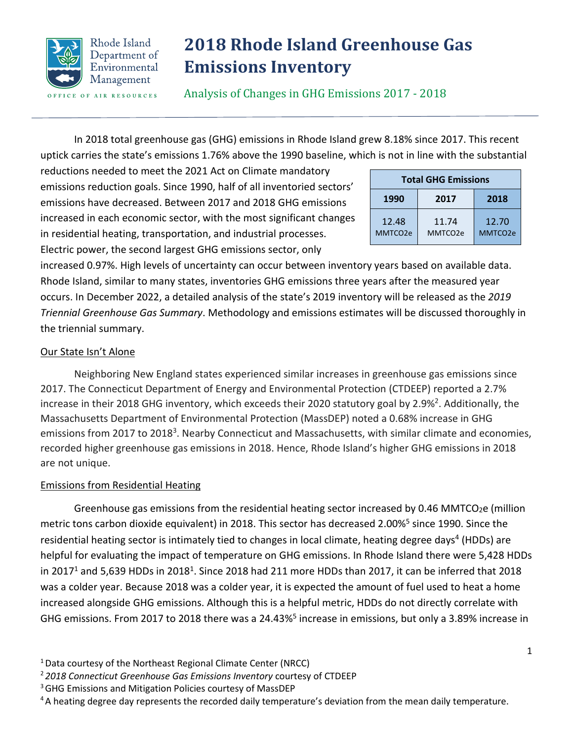# 2018 Rhode Island Greenhouse Gas Emissions Inventory

Rhode Island Department of Environmental Management
OFFICE OF AIR RESOURCES

## Analysis of Changes in GHG Emissions 2017 - 2018

In 2018 total greenhouse gas (GHG) emissions in Rhode Island grew 8.18% since 2017. This recent uptick carries the state's emissions 1.76% above the 1990 baseline, which is not in line with the substantial reductions needed to meet the 2021 Act on Climate mandatory emissions reduction goals. Since 1990, half of all inventoried sectors' emissions have decreased. Between 2017 and 2018 GHG emissions increased in each economic sector, with the most significant changes in residential heating, transportation, and industrial processes. Electric power, the second largest GHG emissions sector, only increased 0.97%. High levels of uncertainty can occur between inventory years based on available data. Rhode Island, similar to many states, inventories GHG emissions three years after the measured year occurs. In December 2022, a detailed analysis of the state's 2019 inventory will be released as the *2019 Triennial Greenhouse Gas Summary*. Methodology and emissions estimates will be discussed thoroughly in the triennial summary.

| Total GHG Emissions | | |
|---|---|---|
| **1990** | **2017** | **2018** |
| 12.48 MMTCO2e | 11.74 MMTCO2e | 12.70 MMTCO2e |

### Our State Isn't Alone

Neighboring New England states experienced similar increases in greenhouse gas emissions since 2017. The Connecticut Department of Energy and Environmental Protection (CTDEEP) reported a 2.7% increase in their 2018 GHG inventory, which exceeds their 2020 statutory goal by 2.9%[2]. Additionally, the Massachusetts Department of Environmental Protection (MassDEP) noted a 0.68% increase in GHG emissions from 2017 to 2018[3]. Nearby Connecticut and Massachusetts, with similar climate and economies, recorded higher greenhouse gas emissions in 2018. Hence, Rhode Island's higher GHG emissions in 2018 are not unique.

### Emissions from Residential Heating

Greenhouse gas emissions from the residential heating sector increased by 0.46 $MMTCO_2e$ (million metric tons carbon dioxide equivalent) in 2018. This sector has decreased 2.00%[5] since 1990. Since the residential heating sector is intimately tied to changes in local climate, heating degree days[4] (HDDs) are helpful for evaluating the impact of temperature on GHG emissions. In Rhode Island there were 5,428 HDDs in 2017[1] and 5,639 HDDs in 2018[1]. Since 2018 had 211 more HDDs than 2017, it can be inferred that 2018 was a colder year. Because 2018 was a colder year, it is expected the amount of fuel used to heat a home increased alongside GHG emissions. Although this is a helpful metric, HDDs do not directly correlate with GHG emissions. From 2017 to 2018 there was a 24.43%[5] increase in emissions, but only a 3.89% increase in

[1] Data courtesy of the Northeast Regional Climate Center (NRCC)

[2] *2018 Connecticut Greenhouse Gas Emissions Inventory* courtesy of CTDEEP

[3] GHG Emissions and Mitigation Policies courtesy of MassDEP

[4] A heating degree day represents the recorded daily temperature's deviation from the mean daily temperature.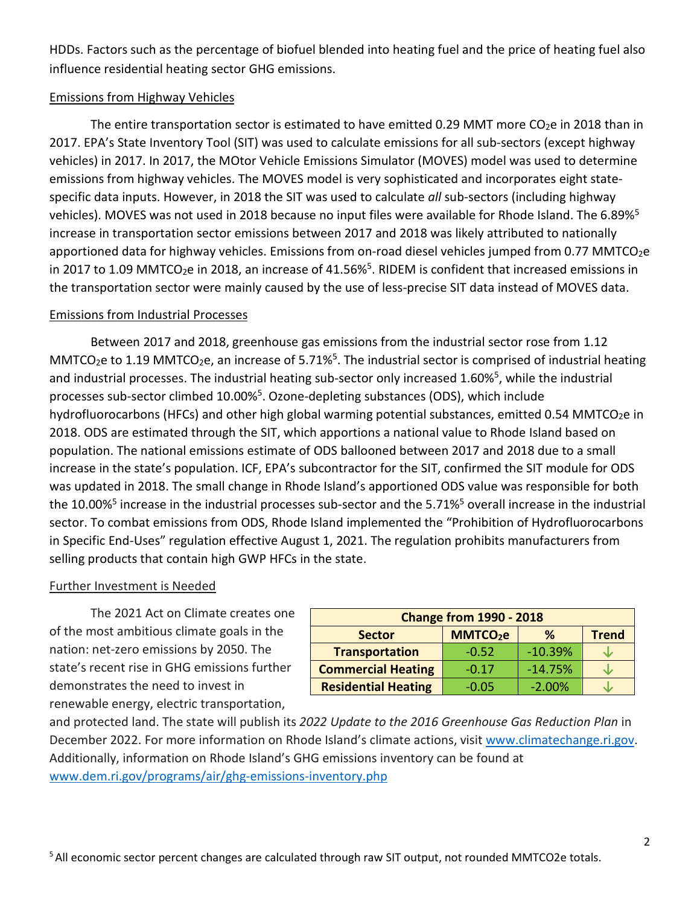HDDs. Factors such as the percentage of biofuel blended into heating fuel and the price of heating fuel also influence residential heating sector GHG emissions.

## Emissions from Highway Vehicles

The entire transportation sector is estimated to have emitted 0.29 MMT more $CO_2e$ in 2018 than in 2017. EPA's State Inventory Tool (SIT) was used to calculate emissions for all sub-sectors (except highway vehicles) in 2017. In 2017, the MOtor Vehicle Emissions Simulator (MOVES) model was used to determine emissions from highway vehicles. The MOVES model is very sophisticated and incorporates eight state-specific data inputs. However, in 2018 the SIT was used to calculate *all* sub-sectors (including highway vehicles). MOVES was not used in 2018 because no input files were available for Rhode Island. The 6.89%[5] increase in transportation sector emissions between 2017 and 2018 was likely attributed to nationally apportioned data for highway vehicles. Emissions from on-road diesel vehicles jumped from 0.77 $MMTCO_2e$ in 2017 to 1.09 $MMTCO_2e$ in 2018, an increase of 41.56%[5]. RIDEM is confident that increased emissions in the transportation sector were mainly caused by the use of less-precise SIT data instead of MOVES data.

## Emissions from Industrial Processes

Between 2017 and 2018, greenhouse gas emissions from the industrial sector rose from 1.12 $MMTCO_2e$ to 1.19 $MMTCO_2e$, an increase of 5.71%[5]. The industrial sector is comprised of industrial heating and industrial processes. The industrial heating sub-sector only increased 1.60%[5], while the industrial processes sub-sector climbed 10.00%[5]. Ozone-depleting substances (ODS), which include hydrofluorocarbons (HFCs) and other high global warming potential substances, emitted 0.54 $MMTCO_2e$ in 2018. ODS are estimated through the SIT, which apportions a national value to Rhode Island based on population. The national emissions estimate of ODS ballooned between 2017 and 2018 due to a small increase in the state's population. ICF, EPA's subcontractor for the SIT, confirmed the SIT module for ODS was updated in 2018. The small change in Rhode Island's apportioned ODS value was responsible for both the 10.00%[5] increase in the industrial processes sub-sector and the 5.71%[5] overall increase in the industrial sector. To combat emissions from ODS, Rhode Island implemented the "Prohibition of Hydrofluorocarbons in Specific End-Uses" regulation effective August 1, 2021. The regulation prohibits manufacturers from selling products that contain high GWP HFCs in the state.

## Further Investment is Needed

The 2021 Act on Climate creates one of the most ambitious climate goals in the nation: net-zero emissions by 2050. The state's recent rise in GHG emissions further demonstrates the need to invest in renewable energy, electric transportation, and protected land. The state will publish its *2022 Update to the 2016 Greenhouse Gas Reduction Plan* in December 2022. For more information on Rhode Island's climate actions, visit [www.climatechange.ri.gov](www.climatechange.ri.gov). Additionally, information on Rhode Island's GHG emissions inventory can be found at [www.dem.ri.gov/programs/air/ghg-emissions-inventory.php](www.dem.ri.gov/programs/air/ghg-emissions-inventory.php)

| Change from 1990 - 2018 | | | |
|---|---|---|---|
| **Sector** | **$MMTCO_2e$** | **%** | **Trend** |
| **Transportation** | -0.52 | -10.39% | ↓ |
| **Commercial Heating** | -0.17 | -14.75% | ↓ |
| **Residential Heating** | -0.05 | -2.00% | ↓ |

[5] All economic sector percent changes are calculated through raw SIT output, not rounded MMTCO2e totals.